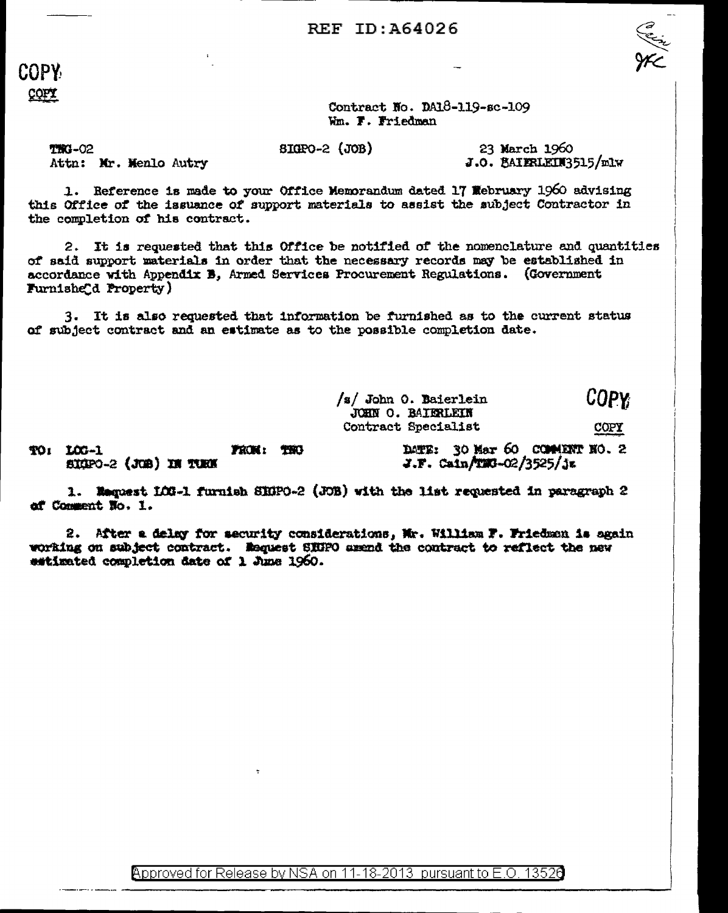REF ID:A64026

COPY

COPY

Contract No. DA18-119-sc-109
Wm. F. Friedman

TMG-02
Attn: Mr. Menlo Autry

SIGPO-2 (JOB)

23 March 1960
J.O. BAIERLEIN3515/mlw

1. Reference is made to your Office Memorandum dated 17 February 1960 advising this Office of the issuance of support materials to assist the subject Contractor in the completion of his contract.

2. It is requested that this Office be notified of the nomenclature and quantities of said support materials in order that the necessary records may be established in accordance with Appendix B, Armed Services Procurement Regulations. (Government Furnished Property)

3. It is also requested that information be furnished as to the current status of subject contract and an estimate as to the possible completion date.

/s/ John O. Baierlein
JOHN O. BAIERLEIN
Contract Specialist

COPY

COPY

TO: LOG-1
SIGPO-2 (JOB) IN TURN

FROM: TMG

DATE: 30 Mar 60 COMMENT NO. 2
J.F. Cain/TMG-02/3525/jz

1. Request LOG-1 furnish SIGPO-2 (JOB) with the list requested in paragraph 2 of Comment No. 1.

2. After a delay for security considerations, Mr. William F. Friedman is again working on subject contract. Request SIGPO amend the contract to reflect the new estimated completion date of 1 June 1960.

Approved for Release by NSA on 11-18-2013 pursuant to E.O. 13526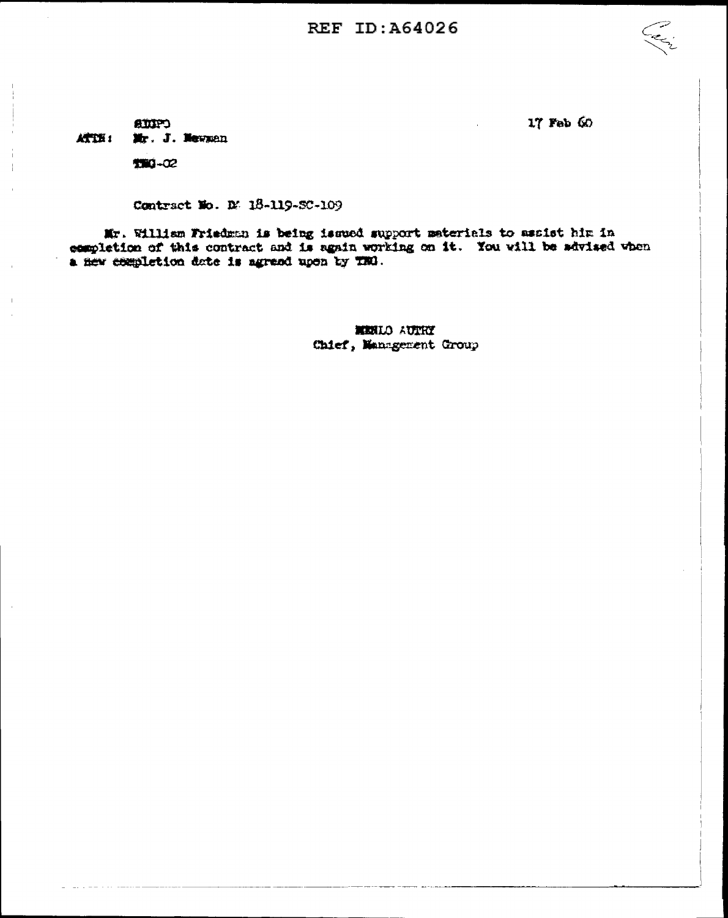SIGPO

ATTN: Mr. J. Newman

TMO-02

17 Feb 60

Contract No. DA 18-119-SC-109

Mr. William Friedman is being issued support materials to assist him in completion of this contract and is again working on it. You will be advised when a new completion date is agreed upon by TMO.

MENLO AUTRY
Chief, Management Group